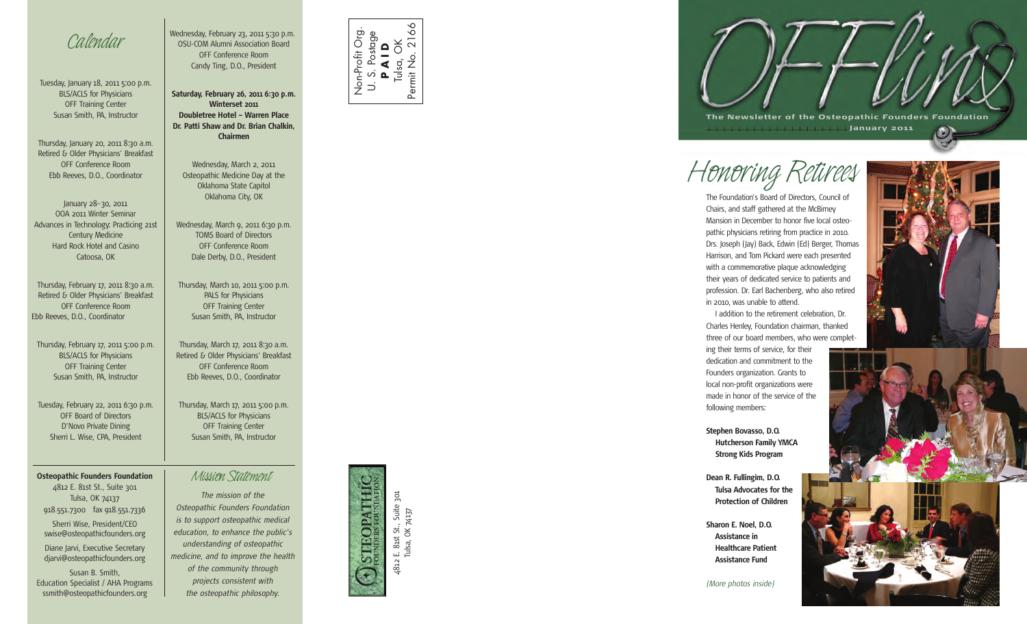# Calendar

Tuesday, January 18, 2011 5:00 p.m.
BLS/ACLS for Physicians
OFF Training Center
Susan Smith, PA, Instructor

Thursday, January 20, 2011 8:30 a.m.
Retired & Older Physicians' Breakfast
OFF Conference Room
Ebb Reeves, D.O., Coordinator

January 28–30, 2011
OOA 2011 Winter Seminar
Advances in Technology: Practicing 21st Century Medicine
Hard Rock Hotel and Casino
Catoosa, OK

Thursday, February 17, 2011 8:30 a.m.
Retired & Older Physicians' Breakfast
OFF Conference Room
Ebb Reeves, D.O., Coordinator

Thursday, February 17, 2011 5:00 p.m.
BLS/ACLS for Physicians
OFF Training Center
Susan Smith, PA, Instructor

Tuesday, February 22, 2011 6:30 p.m.
OFF Board of Directors
D'Novo Private Dining
Sherri L. Wise, CPA, President

Wednesday, February 23, 2011 5:30 p.m.
OSU-COM Alumni Association Board
OFF Conference Room
Candy Ting, D.O., President

**Saturday, February 26, 2011 6:30 p.m.**
**Winterset 2011**
**Doubletree Hotel – Warren Place**
**Dr. Patti Shaw and Dr. Brian Chalkin, Chairmen**

Wednesday, March 2, 2011
Osteopathic Medicine Day at the Oklahoma State Capitol
Oklahoma City, OK

Wednesday, March 9, 2011 6:30 p.m.
TOMS Board of Directors
OFF Conference Room
Dale Derby, D.O., President

Thursday, March 10, 2011 5:00 p.m.
PALS for Physicians
OFF Training Center
Susan Smith, PA, Instructor

Thursday, March 17, 2011 8:30 a.m.
Retired & Older Physicians' Breakfast
OFF Conference Room
Ebb Reeves, D.O., Coordinator

Thursday, March 17, 2011 5:00 p.m.
BLS/ACLS for Physicians
OFF Training Center
Susan Smith, PA, Instructor

**Osteopathic Founders Foundation**
4812 E. 81st St., Suite 301
Tulsa, OK 74137
918.551.7300 fax 918.551.7336

Sherri Wise, President/CEO
swise@osteopathicfounders.org

Diane Jarvi, Executive Secretary
djarvi@osteopathicfounders.org

Susan B. Smith,
Education Specialist / AHA Programs
ssmith@osteopathicfounders.org

## Mission Statement

*The mission of the Osteopathic Founders Foundation is to support osteopathic medical education, to enhance the public's understanding of osteopathic medicine, and to improve the health of the community through projects consistent with the osteopathic philosophy.*

Non-Profit Org.
U. S. Postage
**PAID**
Tulsa, OK
Permit No. 2166

OSTEOPATHIC FOUNDERS FOUNDATION
4812 E. 81st St., Suite 301
Tulsa, OK 74137

# OFFlins

The Newsletter of the Osteopathic Founders Foundation
January 2011

## Honoring Retirees

The Foundation's Board of Directors, Council of Chairs, and staff gathered at the McBirney Mansion in December to honor five local osteopathic physicians retiring from practice in 2010. Drs. Joseph (Jay) Back, Edwin (Ed) Berger, Thomas Harrison, and Tom Pickard were each presented with a commemorative plaque acknowledging their years of dedicated service to patients and profession. Dr. Earl Bachenberg, who also retired in 2010, was unable to attend.

I addition to the retirement celebration, Dr. Charles Henley, Foundation chairman, thanked three of our board members, who were completing their terms of service, for their dedication and commitment to the Founders organization. Grants to local non-profit organizations were made in honor of the service of the following members:

**Stephen Bovasso, D.O.**
**Hutcherson Family YMCA Strong Kids Program**

**Dean R. Fullingim, D.O.**
**Tulsa Advocates for the Protection of Children**

**Sharon E. Noel, D.O.**
**Assistance in Healthcare Patient Assistance Fund**

*(More photos inside)*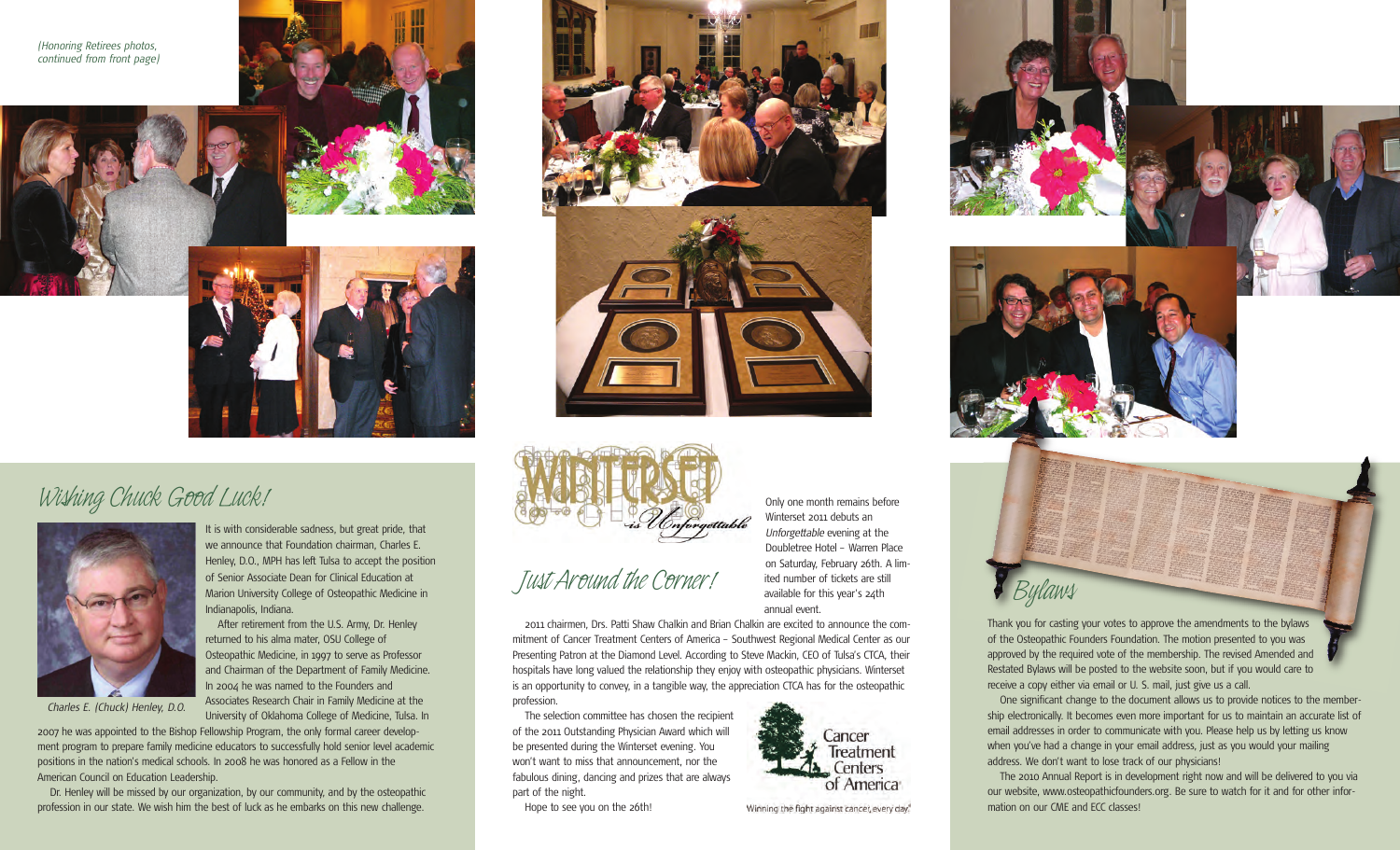(Honoring Retirees photos, continued from front page)

## Wishing Chuck Good Luck!

Charles E. (Chuck) Henley, D.O.

It is with considerable sadness, but great pride, that we announce that Foundation chairman, Charles E. Henley, D.O., MPH has left Tulsa to accept the position of Senior Associate Dean for Clinical Education at Marion University College of Osteopathic Medicine in Indianapolis, Indiana.

After retirement from the U.S. Army, Dr. Henley returned to his alma mater, OSU College of Osteopathic Medicine, in 1997 to serve as Professor and Chairman of the Department of Family Medicine. In 2004 he was named to the Founders and Associates Research Chair in Family Medicine at the University of Oklahoma College of Medicine, Tulsa. In 2007 he was appointed to the Bishop Fellowship Program, the only formal career development program to prepare family medicine educators to successfully hold senior level academic positions in the nation's medical schools. In 2008 he was honored as a Fellow in the American Council on Education Leadership.

Dr. Henley will be missed by our organization, by our community, and by the osteopathic profession in our state. We wish him the best of luck as he embarks on this new challenge.

WINTERSET *is Unforgettable*

## Just Around the Corner!

Only one month remains before Winterset 2011 debuts an *Unforgettable* evening at the Doubletree Hotel – Warren Place on Saturday, February 26th. A limited number of tickets are still available for this year's 24th annual event.

2011 chairmen, Drs. Patti Shaw Chalkin and Brian Chalkin are excited to announce the commitment of Cancer Treatment Centers of America – Southwest Regional Medical Center as our Presenting Patron at the Diamond Level. According to Steve Mackin, CEO of Tulsa's CTCA, their hospitals have long valued the relationship they enjoy with osteopathic physicians. Winterset is an opportunity to convey, in a tangible way, the appreciation CTCA has for the osteopathic profession.

The selection committee has chosen the recipient of the 2011 Outstanding Physician Award which will be presented during the Winterset evening. You won't want to miss that announcement, nor the fabulous dining, dancing and prizes that are always part of the night.

Hope to see you on the 26th!

Cancer Treatment Centers of America

Winning the fight against cancer, every day.

## Bylaws

Thank you for casting your votes to approve the amendments to the bylaws of the Osteopathic Founders Foundation. The motion presented to you was approved by the required vote of the membership. The revised Amended and Restated Bylaws will be posted to the website soon, but if you would care to receive a copy either via email or U. S. mail, just give us a call.

One significant change to the document allows us to provide notices to the membership electronically. It becomes even more important for us to maintain an accurate list of email addresses in order to communicate with you. Please help us by letting us know when you've had a change in your email address, just as you would your mailing address. We don't want to lose track of our physicians!

The 2010 Annual Report is in development right now and will be delivered to you via our website, www.osteopathicfounders.org. Be sure to watch for it and for other information on our CME and ECC classes!